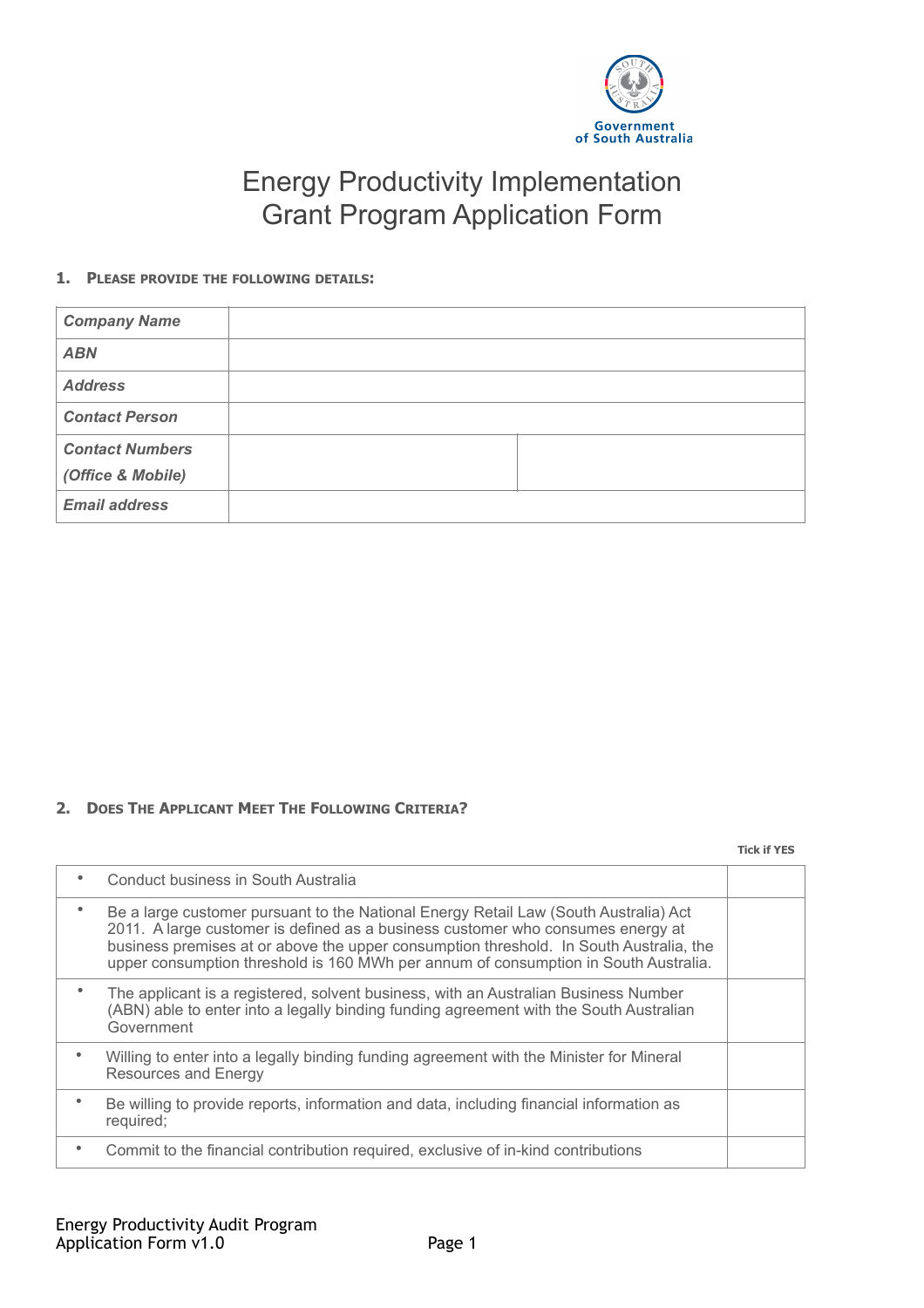Government of South Australia

# Energy Productivity Implementation Grant Program Application Form

## 1. Please provide the following details:

| | | |
|---|---|---|
| ***Company Name*** | | |
| ***ABN*** | | |
| ***Address*** | | |
| ***Contact Person*** | | |
| ***Contact Numbers (Office & Mobile)*** | | |
| ***Email address*** | | |

## 2. Does The Applicant Meet The Following Criteria?

| | Tick if YES |
|---|---|
| • Conduct business in South Australia | |
| • Be a large customer pursuant to the National Energy Retail Law (South Australia) Act 2011. A large customer is defined as a business customer who consumes energy at business premises at or above the upper consumption threshold. In South Australia, the upper consumption threshold is 160 MWh per annum of consumption in South Australia. | |
| • The applicant is a registered, solvent business, with an Australian Business Number (ABN) able to enter into a legally binding funding agreement with the South Australian Government | |
| • Willing to enter into a legally binding funding agreement with the Minister for Mineral Resources and Energy | |
| • Be willing to provide reports, information and data, including financial information as required; | |
| • Commit to the financial contribution required, exclusive of in-kind contributions | |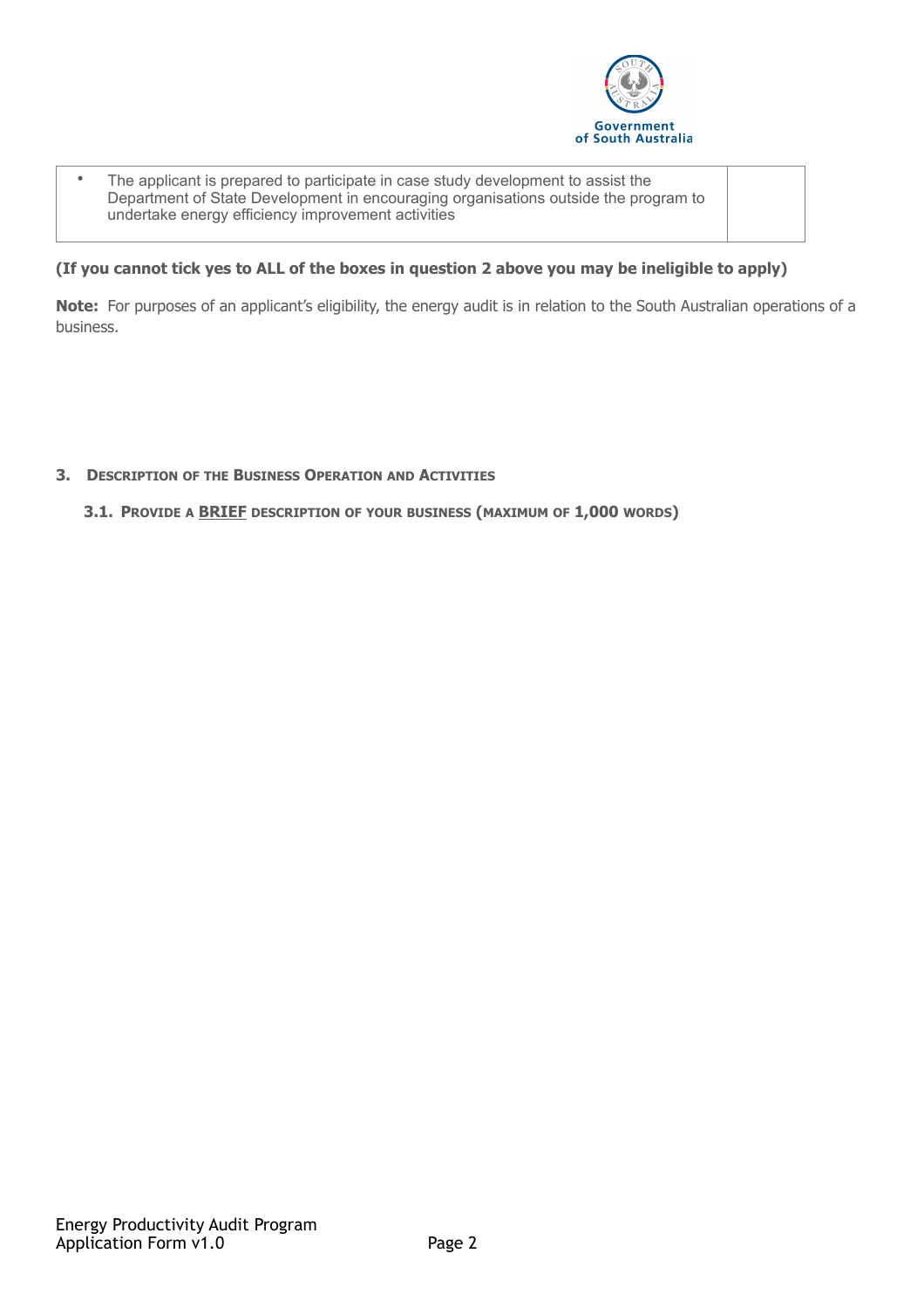| | |
|---|---|
| • The applicant is prepared to participate in case study development to assist the Department of State Development in encouraging organisations outside the program to undertake energy efficiency improvement activities | |

**(If you cannot tick yes to ALL of the boxes in question 2 above you may be ineligible to apply)**

**Note:** For purposes of an applicant's eligibility, the energy audit is in relation to the South Australian operations of a business.

## 3. Description of the Business Operation and Activities

### 3.1. Provide a BRIEF description of your business (maximum of 1,000 words)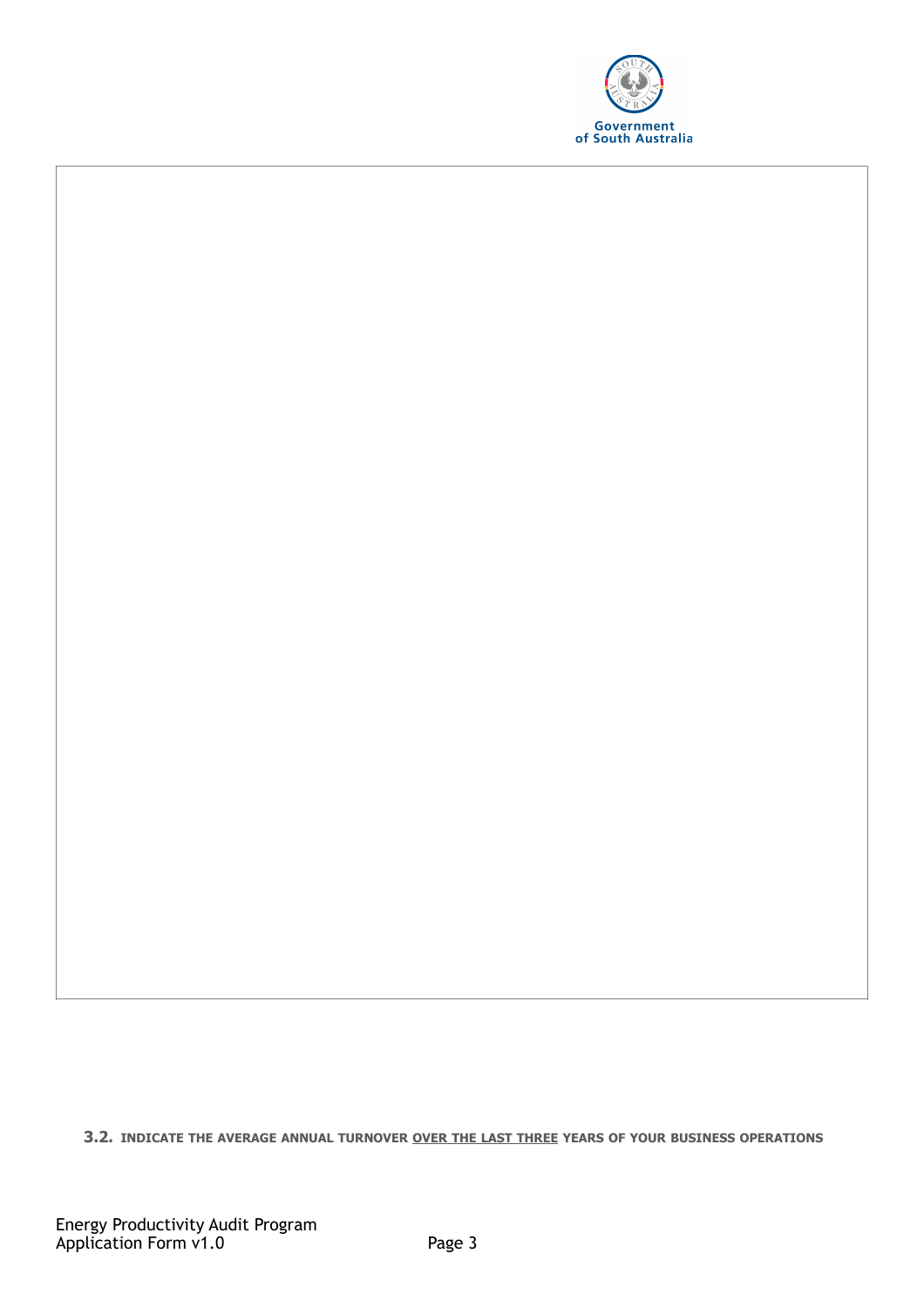**3.2. INDICATE THE AVERAGE ANNUAL TURNOVER <u>OVER THE LAST THREE</u> YEARS OF YOUR BUSINESS OPERATIONS**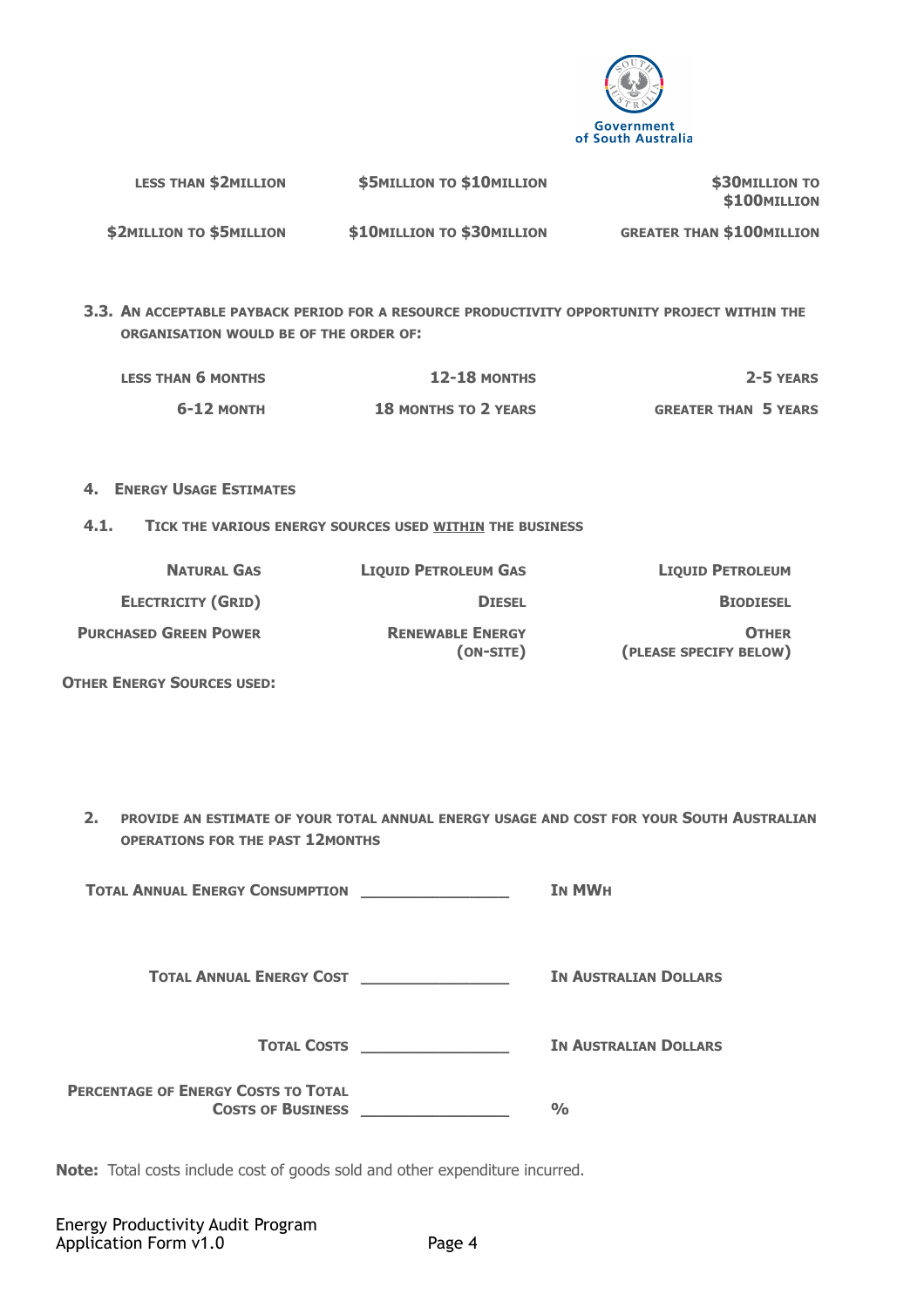| | | |
|---|---|---|
| LESS THAN \$2MILLION | \$5MILLION TO \$10MILLION | \$30MILLION TO \$100MILLION |
| \$2MILLION TO \$5MILLION | \$10MILLION TO \$30MILLION | GREATER THAN \$100MILLION |

**3.3. AN ACCEPTABLE PAYBACK PERIOD FOR A RESOURCE PRODUCTIVITY OPPORTUNITY PROJECT WITHIN THE ORGANISATION WOULD BE OF THE ORDER OF:**

| | | |
|---|---|---|
| LESS THAN 6 MONTHS | 12-18 MONTHS | 2-5 YEARS |
| 6-12 MONTH | 18 MONTHS TO 2 YEARS | GREATER THAN 5 YEARS |

## 4. ENERGY USAGE ESTIMATES

**4.1. TICK THE VARIOUS ENERGY SOURCES USED WITHIN THE BUSINESS**

| | | |
|---|---|---|
| NATURAL GAS | LIQUID PETROLEUM GAS | LIQUID PETROLEUM |
| ELECTRICITY (GRID) | DIESEL | BIODIESEL |
| PURCHASED GREEN POWER | RENEWABLE ENERGY (ON-SITE) | OTHER (PLEASE SPECIFY BELOW) |

**OTHER ENERGY SOURCES USED:**

**2. PROVIDE AN ESTIMATE OF YOUR TOTAL ANNUAL ENERGY USAGE AND COST FOR YOUR SOUTH AUSTRALIAN OPERATIONS FOR THE PAST 12MONTHS**

**TOTAL ANNUAL ENERGY CONSUMPTION** ________________ **IN MWH**

**TOTAL ANNUAL ENERGY COST** ________________ **IN AUSTRALIAN DOLLARS**

**TOTAL COSTS** ________________ **IN AUSTRALIAN DOLLARS**

**PERCENTAGE OF ENERGY COSTS TO TOTAL COSTS OF BUSINESS** ________________ **%**

**Note:** Total costs include cost of goods sold and other expenditure incurred.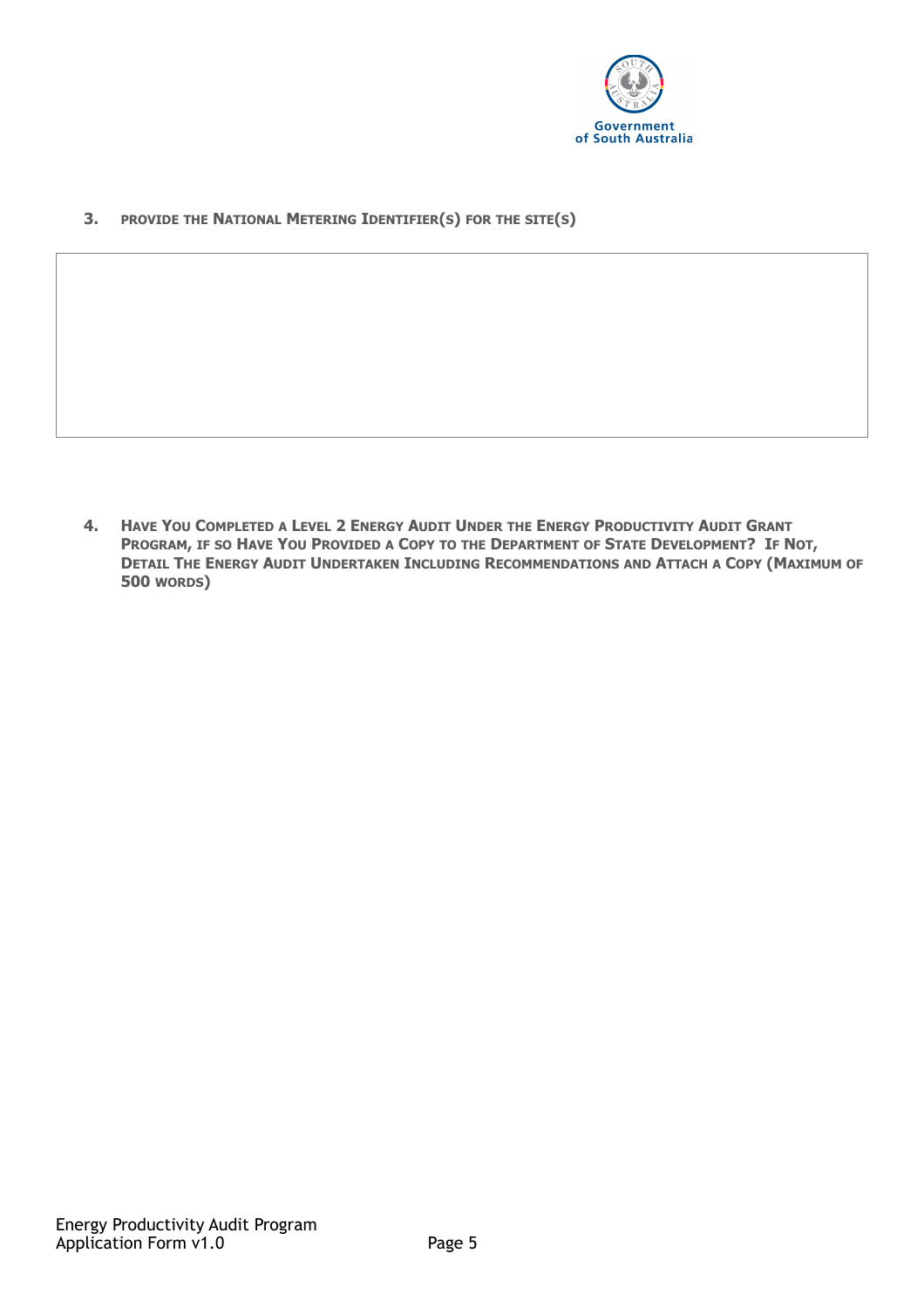**3. PROVIDE THE NATIONAL METERING IDENTIFIER(S) FOR THE SITE(S)**

| |
|---|
| |

**4. HAVE YOU COMPLETED A LEVEL 2 ENERGY AUDIT UNDER THE ENERGY PRODUCTIVITY AUDIT GRANT PROGRAM, IF SO HAVE YOU PROVIDED A COPY TO THE DEPARTMENT OF STATE DEVELOPMENT? IF NOT, DETAIL THE ENERGY AUDIT UNDERTAKEN INCLUDING RECOMMENDATIONS AND ATTACH A COPY (MAXIMUM OF 500 WORDS)**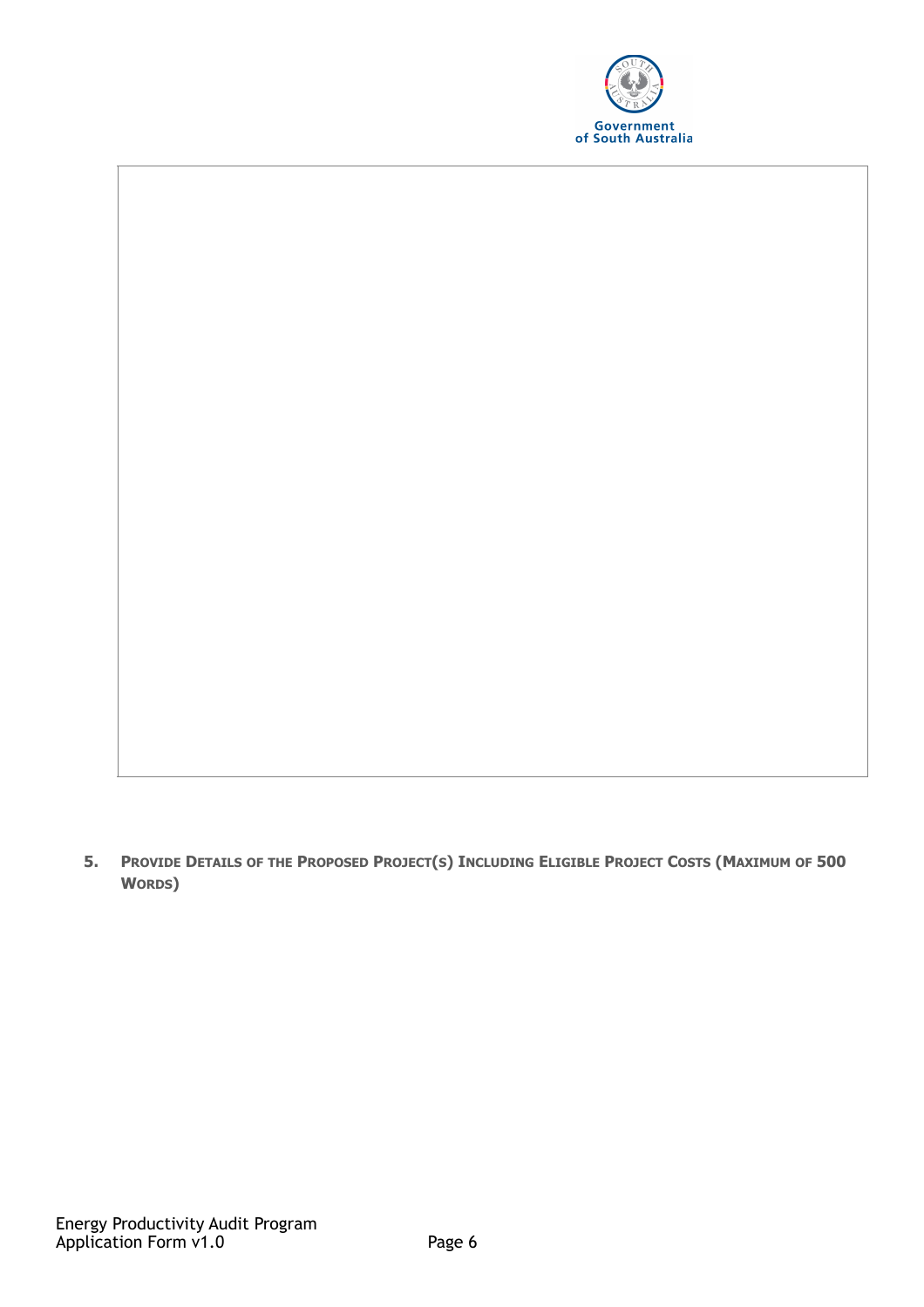5. **Provide Details of the Proposed Project(s) Including Eligible Project Costs (Maximum of 500 Words)**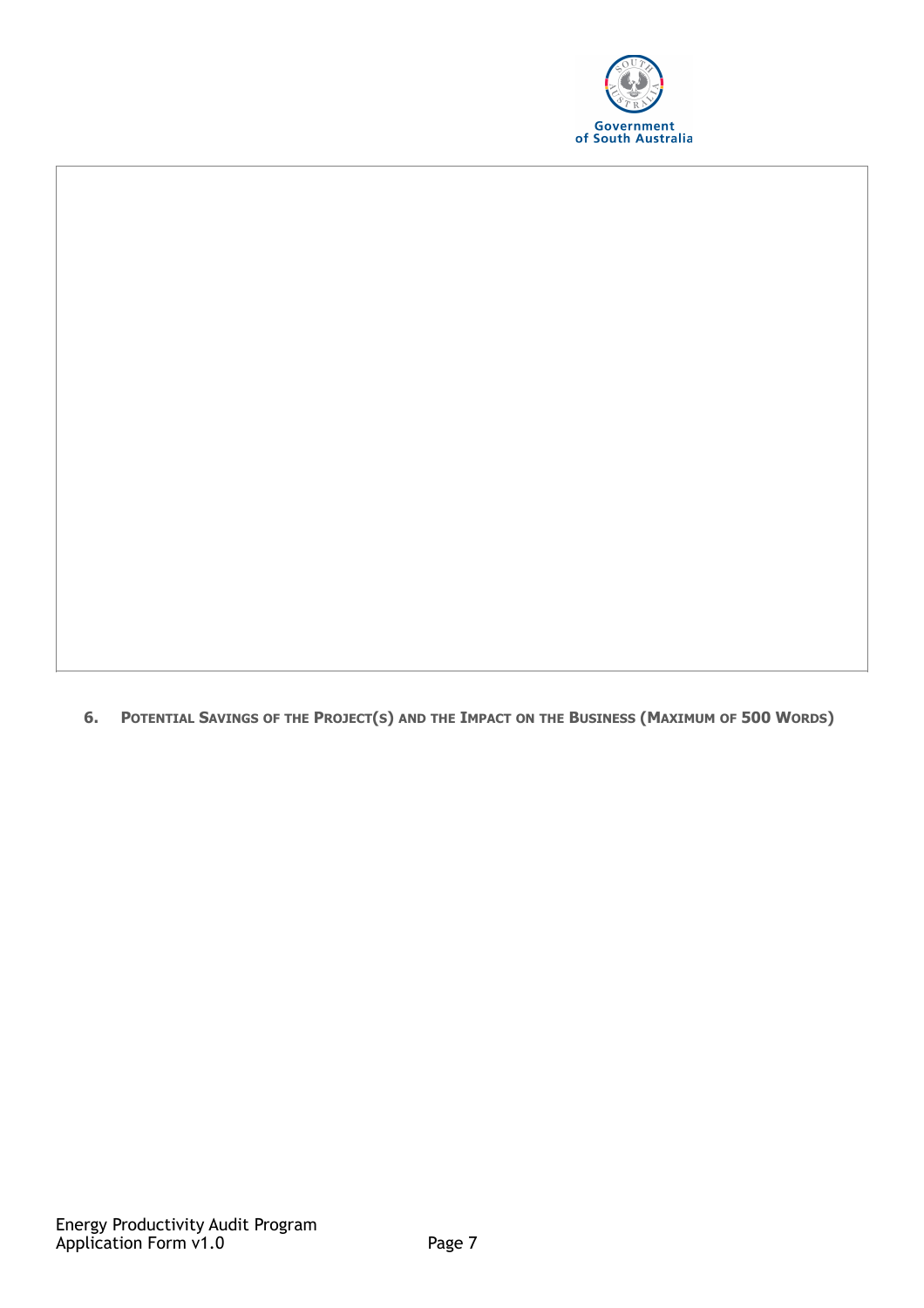## 6. Potential Savings of the Project(s) and the Impact on the Business (Maximum of 500 Words)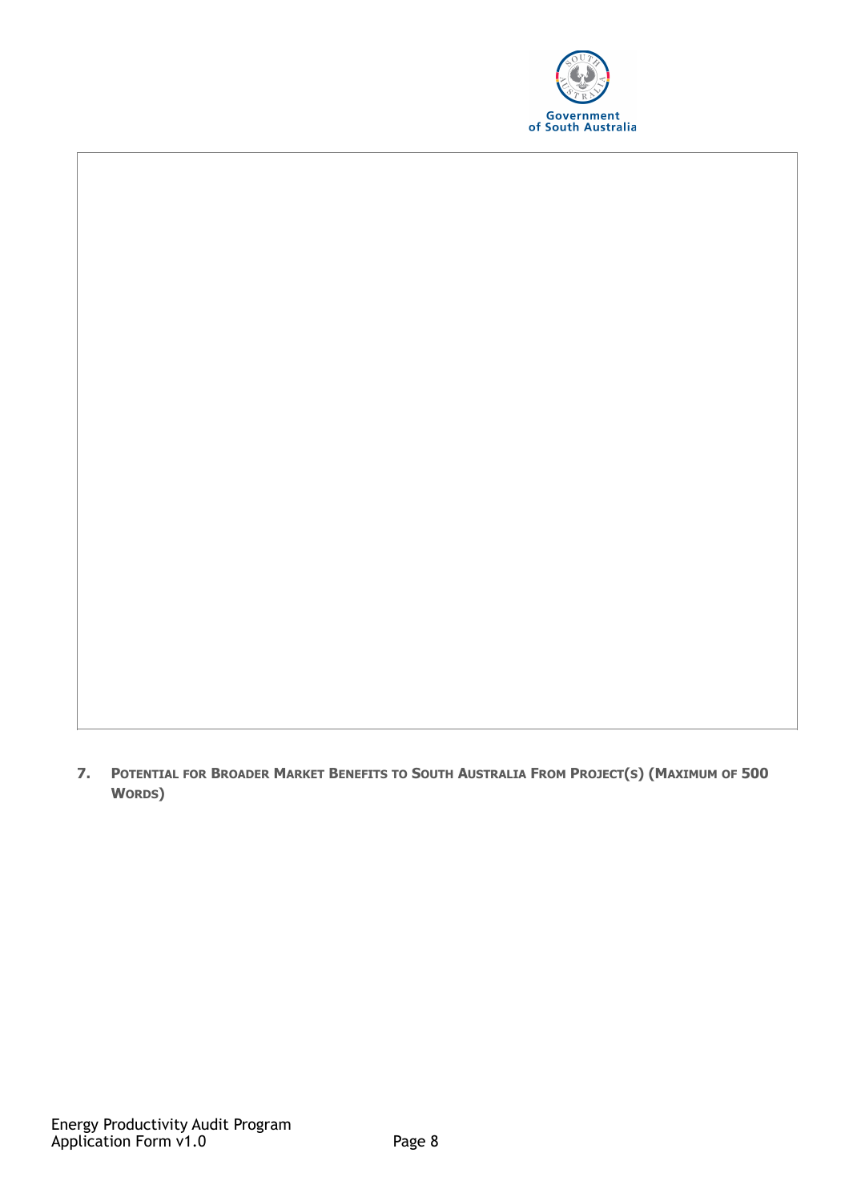7. **POTENTIAL FOR BROADER MARKET BENEFITS TO SOUTH AUSTRALIA FROM PROJECT(S) (MAXIMUM OF 500 WORDS)**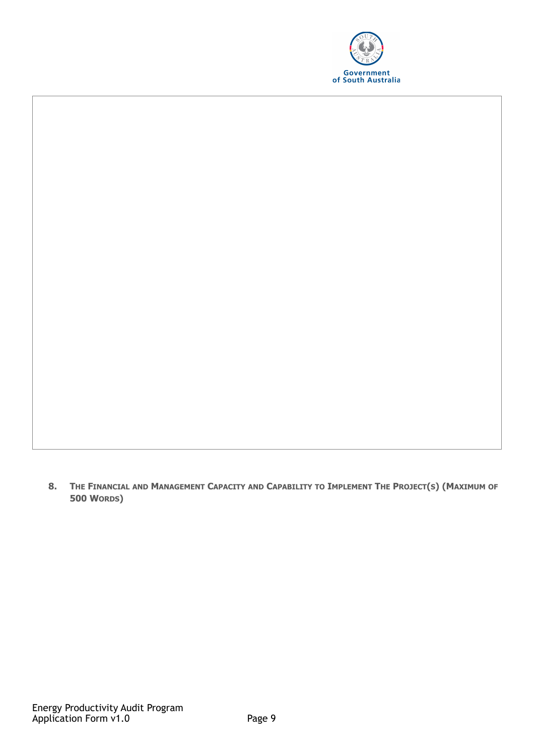8. **THE FINANCIAL AND MANAGEMENT CAPACITY AND CAPABILITY TO IMPLEMENT THE PROJECT(S) (MAXIMUM OF 500 WORDS)**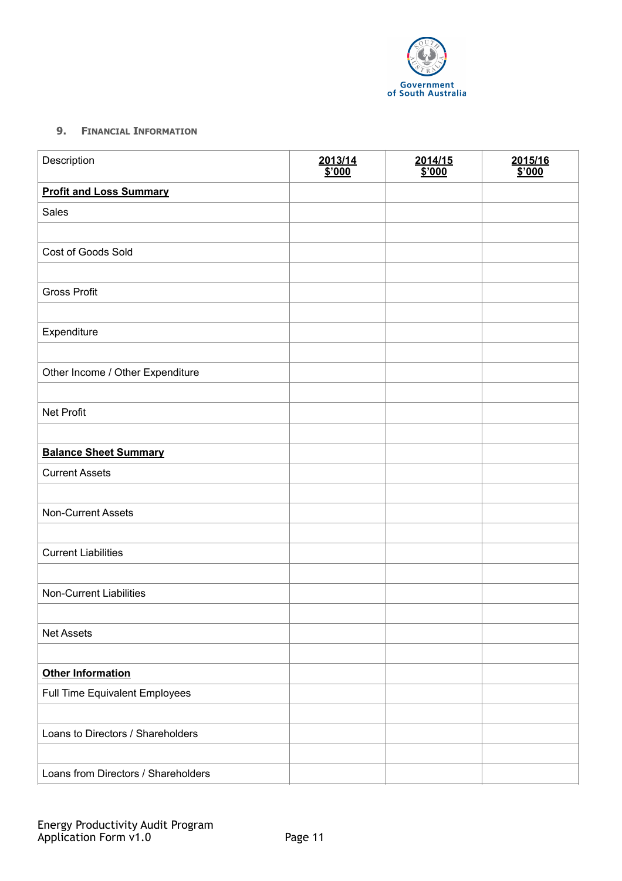### 9. Financial Information

| Description | 2013/14 $'000 | 2014/15 $'000 | 2015/16 $'000 |
|---|---|---|---|
| **Profit and Loss Summary** | | | |
| Sales | | | |
| | | | |
| Cost of Goods Sold | | | |
| | | | |
| Gross Profit | | | |
| | | | |
| Expenditure | | | |
| | | | |
| Other Income / Other Expenditure | | | |
| | | | |
| Net Profit | | | |
| | | | |
| **Balance Sheet Summary** | | | |
| Current Assets | | | |
| | | | |
| Non-Current Assets | | | |
| | | | |
| Current Liabilities | | | |
| | | | |
| Non-Current Liabilities | | | |
| | | | |
| Net Assets | | | |
| | | | |
| **Other Information** | | | |
| Full Time Equivalent Employees | | | |
| | | | |
| Loans to Directors / Shareholders | | | |
| | | | |
| Loans from Directors / Shareholders | | | |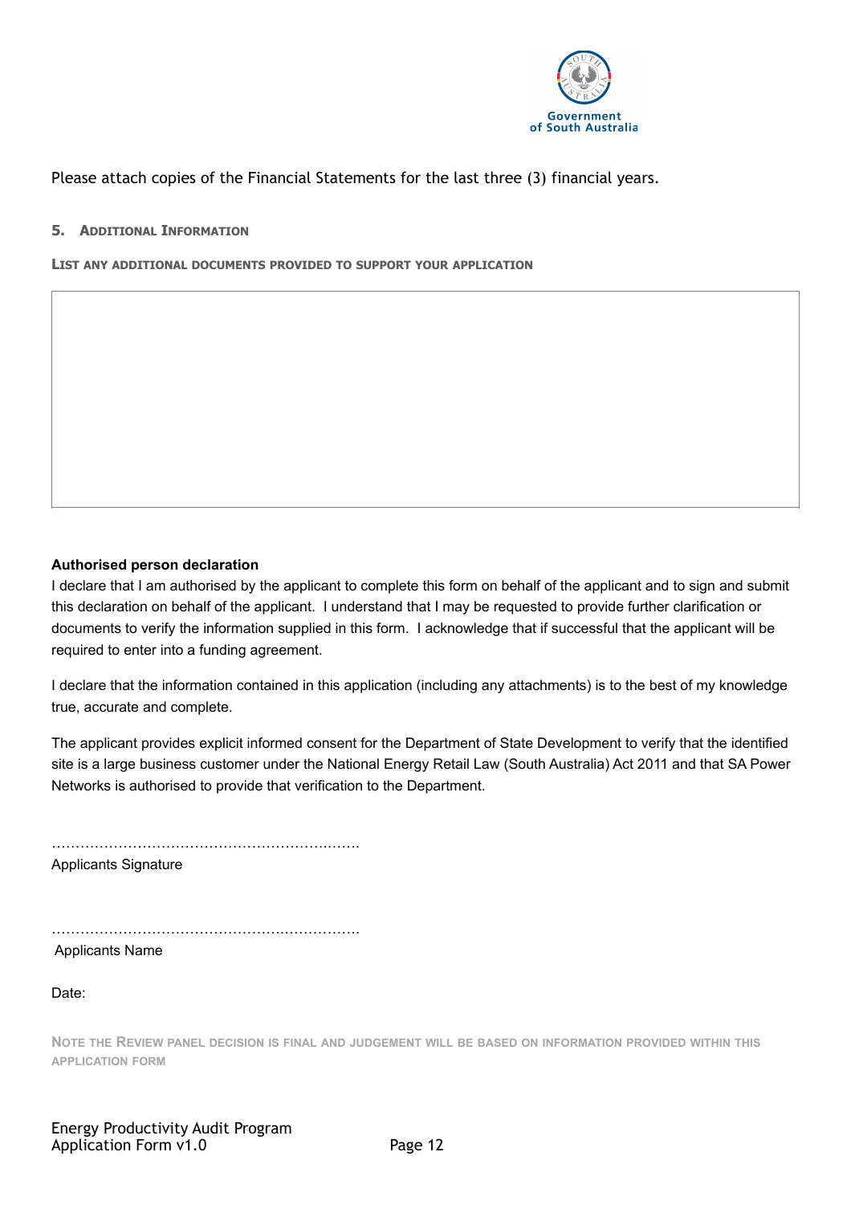Please attach copies of the Financial Statements for the last three (3) financial years.

## 5. Additional Information

**LIST ANY ADDITIONAL DOCUMENTS PROVIDED TO SUPPORT YOUR APPLICATION**

| |
|---|
| |

**Authorised person declaration**

I declare that I am authorised by the applicant to complete this form on behalf of the applicant and to sign and submit this declaration on behalf of the applicant. I understand that I may be requested to provide further clarification or documents to verify the information supplied in this form. I acknowledge that if successful that the applicant will be required to enter into a funding agreement.

I declare that the information contained in this application (including any attachments) is to the best of my knowledge true, accurate and complete.

The applicant provides explicit informed consent for the Department of State Development to verify that the identified site is a large business customer under the National Energy Retail Law (South Australia) Act 2011 and that SA Power Networks is authorised to provide that verification to the Department.

………………………………………………………………

Applicants Signature

………………………………………………………………

Applicants Name

Date:

NOTE THE REVIEW PANEL DECISION IS FINAL AND JUDGEMENT WILL BE BASED ON INFORMATION PROVIDED WITHIN THIS APPLICATION FORM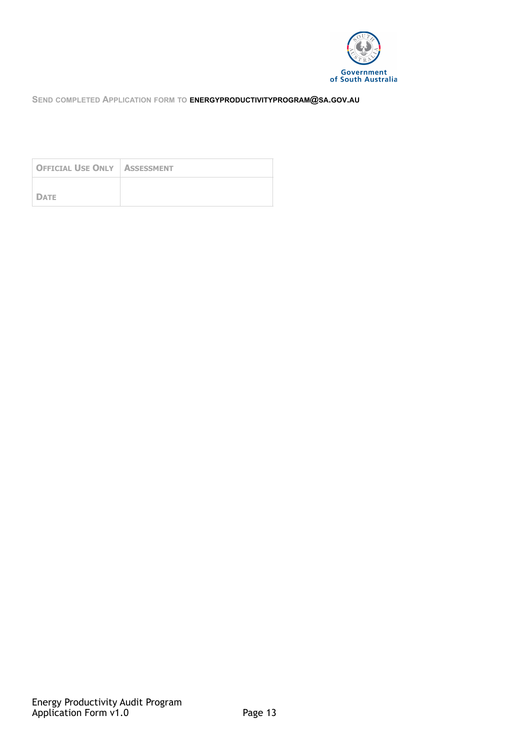SEND COMPLETED APPLICATION FORM TO **ENERGYPRODUCTIVITYPROGRAM@SA.GOV.AU**

| OFFICIAL USE ONLY | ASSESSMENT |
|---|---|
| DATE | |